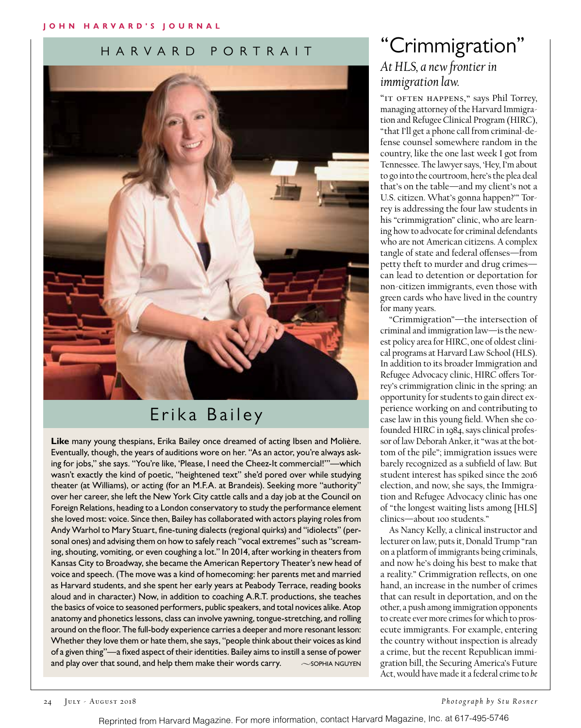## HARVARD PORTRAIT

### Erika Bailey

**Like** many young thespians, Erika Bailey once dreamed of acting Ibsen and Molière. Eventually, though, the years of auditions wore on her. "As an actor, you're always asking for jobs," she says. "You're like, 'Please, I need the Cheez-It commercial!'"—which wasn't exactly the kind of poetic, "heightened text" she'd pored over while studying theater (at Williams), or acting (for an M.F.A. at Brandeis). Seeking more "authority" over her career, she left the New York City cattle calls and a day job at the Council on Foreign Relations, heading to a London conservatory to study the performance element she loved most: voice. Since then, Bailey has collaborated with actors playing roles from Andy Warhol to Mary Stuart, fine-tuning dialects (regional quirks) and "idiolects" (personal ones) and advising them on how to safely reach "vocal extremes" such as "screaming, shouting, vomiting, or even coughing a lot." In 2014, after working in theaters from Kansas City to Broadway, she became the American Repertory Theater's new head of voice and speech. (The move was a kind of homecoming: her parents met and married as Harvard students, and she spent her early years at Peabody Terrace, reading books aloud and in character.) Now, in addition to coaching A.R.T. productions, she teaches the basics of voice to seasoned performers, public speakers, and total novices alike. Atop anatomy and phonetics lessons, class can involve yawning, tongue-stretching, and rolling around on the floor. The full-body experience carries a deeper and more resonant lesson: Whether they love them or hate them, she says, "people think about their voices as kind of a given thing"—a fixed aspect of their identities. Bailey aims to instill a sense of power and play over that sound, and help them make their words carry.

~SOPHIA NGUYEN

Photograph by Stu Rosner

# "Crimmigration"

*At HLS, a new frontier in immigration law.*

"IT OFTEN HAPPENS," says Phil Torrey, managing attorney of the Harvard Immigration and Refugee Clinical Program (HIRC), "that I'll get a phone call from criminal-defense counsel somewhere random in the country, like the one last week I got from Tennessee. The lawyer says, 'Hey, I'm about to go into the courtroom, here's the plea deal that's on the table—and my client's not a U.S. citizen. What's gonna happen?'" Torrey is addressing the four law students in his "crimmigration" clinic, who are learning how to advocate for criminal defendants who are not American citizens. A complex tangle of state and federal offenses—from petty theft to murder and drug crimes—can lead to detention or deportation for non-citizen immigrants, even those with green cards who have lived in the country for many years.

"Crimmigration"—the intersection of criminal and immigration law—is the newest policy area for HIRC, one of oldest clinical programs at Harvard Law School (HLS). In addition to its broader Immigration and Refugee Advocacy clinic, HIRC offers Torrey's crimmigration clinic in the spring: an opportunity for students to gain direct experience working on and contributing to case law in this young field. When she co-founded HIRC in 1984, says clinical professor of law Deborah Anker, it "was at the bottom of the pile"; immigration issues were barely recognized as a subfield of law. But student interest has spiked since the 2016 election, and now, she says, the Immigration and Refugee Advocacy clinic has one of "the longest waiting lists among [HLS] clinics—about 100 students."

As Nancy Kelly, a clinical instructor and lecturer on law, puts it, Donald Trump "ran on a platform of immigrants being criminals, and now he's doing his best to make that a reality." Crimmigration reflects, on one hand, an increase in the number of crimes that can result in deportation, and on the other, a push among immigration opponents to create ever more crimes for which to prosecute immigrants. For example, entering the country without inspection is already a crime, but the recent Republican immigration bill, the Securing America's Future Act, would have made it a federal crime to *be*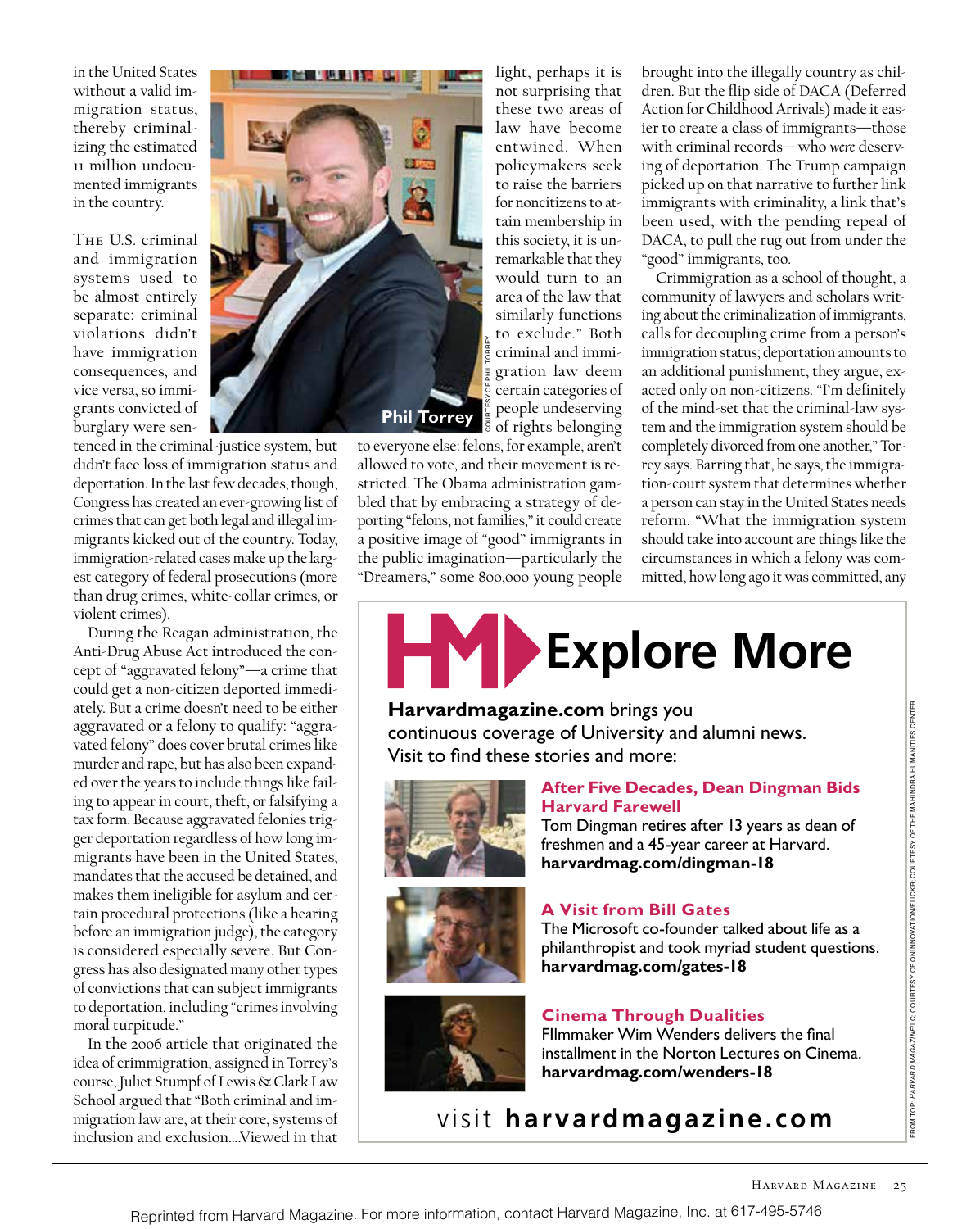in the United States without a valid immigration status, thereby criminalizing the estimated 11 million undocumented immigrants in the country.

The U.S. criminal and immigration systems used to be almost entirely separate: criminal violations didn't have immigration consequences, and vice versa, so immigrants convicted of burglary were sentenced in the criminal-justice system, but didn't face loss of immigration status and deportation. In the last few decades, though, Congress has created an ever-growing list of crimes that can get both legal and illegal immigrants kicked out of the country. Today, immigration-related cases make up the largest category of federal prosecutions (more than drug crimes, white-collar crimes, or violent crimes).

During the Reagan administration, the Anti-Drug Abuse Act introduced the concept of "aggravated felony"—a crime that could get a non-citizen deported immediately. But a crime doesn't need to be either aggravated or a felony to qualify: "aggravated felony" does cover brutal crimes like murder and rape, but has also been expanded over the years to include things like failing to appear in court, theft, or falsifying a tax form. Because aggravated felonies trigger deportation regardless of how long immigrants have been in the United States, mandates that the accused be detained, and makes them ineligible for asylum and certain procedural protections (like a hearing before an immigration judge), the category is considered especially severe. But Congress has also designated many other types of convictions that can subject immigrants to deportation, including "crimes involving moral turpitude."

In the 2006 article that originated the idea of crimmigration, assigned in Torrey's course, Juliet Stumpf of Lewis & Clark Law School argued that "Both criminal and immigration law are, at their core, systems of inclusion and exclusion….Viewed in that light, perhaps it is not surprising that these two areas of law have become entwined. When policymakers seek to raise the barriers for noncitizens to attain membership in this society, it is unremarkable that they would turn to an area of the law that similarly functions to exclude." Both criminal and immigration law deem certain categories of people undeserving of rights belonging to everyone else: felons, for example, aren't allowed to vote, and their movement is restricted. The Obama administration gambled that by embracing a strategy of deporting "felons, not families," it could create a positive image of "good" immigrants in the public imagination—particularly the "Dreamers," some 800,000 young people brought into the illegally country as children. But the flip side of DACA (Deferred Action for Childhood Arrivals) made it easier to create a class of immigrants—those with criminal records—who *were* deserving of deportation. The Trump campaign picked up on that narrative to further link immigrants with criminality, a link that's been used, with the pending repeal of DACA, to pull the rug out from under the "good" immigrants, too.

Crimmigration as a school of thought, a community of lawyers and scholars writing about the criminalization of immigrants, calls for decoupling crime from a person's immigration status; deportation amounts to an additional punishment, they argue, exacted only on non-citizens. "I'm definitely of the mind-set that the criminal-law system and the immigration system should be completely divorced from one another," Torrey says. Barring that, he says, the immigration-court system that determines whether a person can stay in the United States needs reform. "What the immigration system should take into account are things like the circumstances in which a felony was committed, how long ago it was committed, any

Phil Torrey

COURTESY OF PHIL TORREY

# Explore More

**Harvardmagazine.com** brings you continuous coverage of University and alumni news. Visit to find these stories and more:

**After Five Decades, Dean Dingman Bids Harvard Farewell**
Tom Dingman retires after 13 years as dean of freshmen and a 45-year career at Harvard.
**harvardmag.com/dingman-18**

**A Visit from Bill Gates**
The Microsoft co-founder talked about life as a philanthropist and took myriad student questions.
**harvardmag.com/gates-18**

**Cinema Through Dualities**
FIlmmaker Wim Wenders delivers the final installment in the Norton Lectures on Cinema.
**harvardmag.com/wenders-18**

visit **harvardmagazine.com**

FROM TOP: *HARVARD MAGAZINE*/LC; COURTESY OF ONINNOVATION/FLICKR; COURTESY OF THE MAHINDRA HUMANITIES CENTER

Reprinted from Harvard Magazine. For more information, contact Harvard Magazine, Inc. at 617-495-5746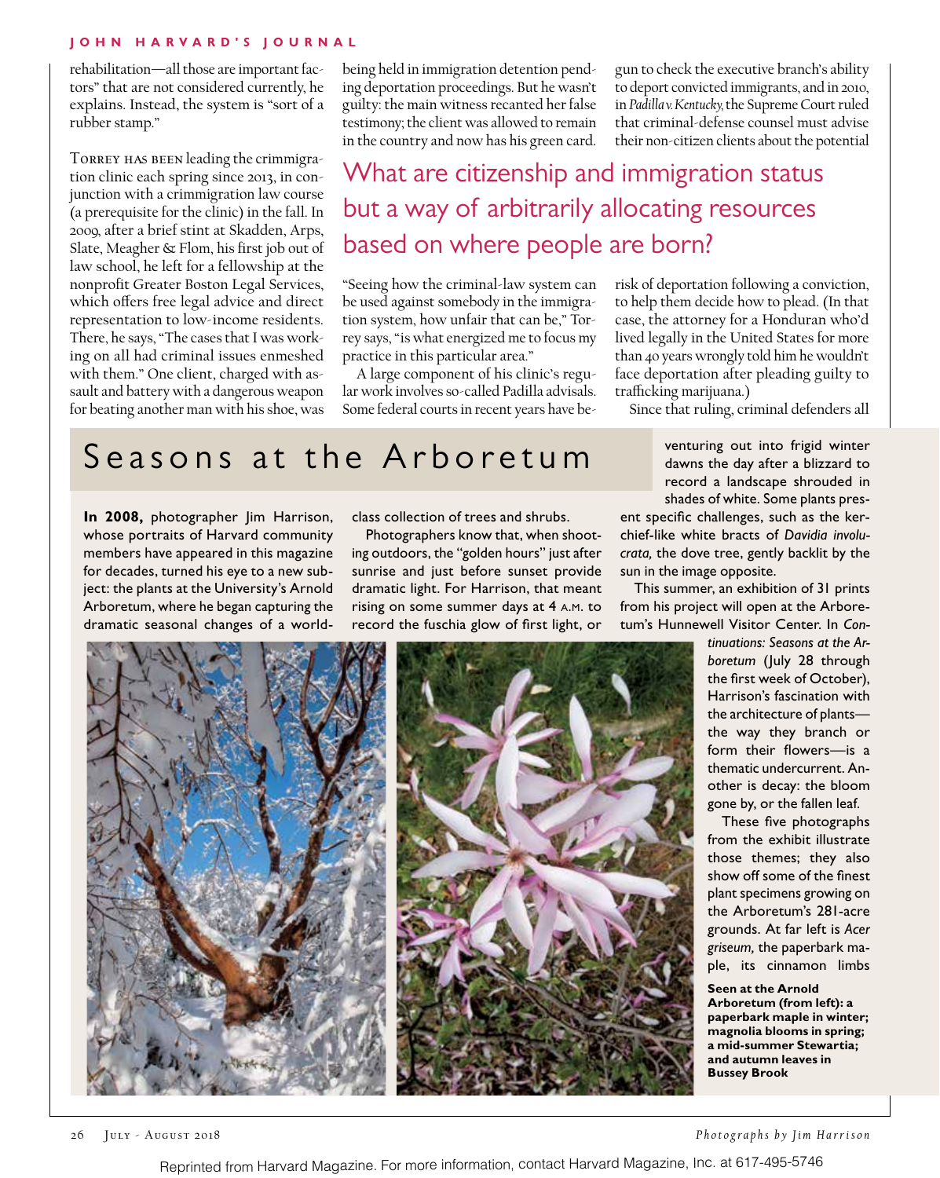rehabilitation—all those are important factors" that are not considered currently, he explains. Instead, the system is "sort of a rubber stamp."

Torrey has been leading the crimmigration clinic each spring since 2013, in conjunction with a crimmigration law course (a prerequisite for the clinic) in the fall. In 2009, after a brief stint at Skadden, Arps, Slate, Meagher & Flom, his first job out of law school, he left for a fellowship at the nonprofit Greater Boston Legal Services, which offers free legal advice and direct representation to low-income residents. There, he says, "The cases that I was working on all had criminal issues enmeshed with them." One client, charged with assault and battery with a dangerous weapon for beating another man with his shoe, was being held in immigration detention pending deportation proceedings. But he wasn't guilty: the main witness recanted her false testimony; the client was allowed to remain in the country and now has his green card.

> What are citizenship and immigration status but a way of arbitrarily allocating resources based on where people are born?

"Seeing how the criminal-law system can be used against somebody in the immigration system, how unfair that can be," Torrey says, "is what energized me to focus my practice in this particular area."

A large component of his clinic's regular work involves so-called Padilla advisals. Some federal courts in recent years have begun to check the executive branch's ability to deport convicted immigrants, and in 2010, in *Padilla v. Kentucky,* the Supreme Court ruled that criminal-defense counsel must advise their non-citizen clients about the potential risk of deportation following a conviction, to help them decide how to plead. (In that case, the attorney for a Honduran who'd lived legally in the United States for more than 40 years wrongly told him he wouldn't face deportation after pleading guilty to trafficking marijuana.)

Since that ruling, criminal defenders all

## Seasons at the Arboretum

**In 2008,** photographer Jim Harrison, whose portraits of Harvard community members have appeared in this magazine for decades, turned his eye to a new subject: the plants at the University's Arnold Arboretum, where he began capturing the dramatic seasonal changes of a world-class collection of trees and shrubs.

Photographers know that, when shooting outdoors, the "golden hours" just after sunrise and just before sunset provide dramatic light. For Harrison, that meant rising on some summer days at 4 a.m. to record the fuschia glow of first light, or venturing out into frigid winter dawns the day after a blizzard to record a landscape shrouded in shades of white. Some plants present specific challenges, such as the kerchief-like white bracts of *Davidia involucrata,* the dove tree, gently backlit by the sun in the image opposite.

This summer, an exhibition of 31 prints from his project will open at the Arboretum's Hunnewell Visitor Center. In *Continuations: Seasons at the Arboretum* (July 28 through the first week of October), Harrison's fascination with the architecture of plants—the way they branch or form their flowers—is a thematic undercurrent. Another is decay: the bloom gone by, or the fallen leaf.

These five photographs from the exhibit illustrate those themes; they also show off some of the finest plant specimens growing on the Arboretum's 281-acre grounds. At far left is *Acer griseum,* the paperbark maple, its cinnamon limbs

**Seen at the Arnold Arboretum (from left): a paperbark maple in winter; magnolia blooms in spring; a mid-summer Stewartia; and autumn leaves in Bussey Brook**

*Photographs by Jim Harrison*

Reprinted from Harvard Magazine. For more information, contact Harvard Magazine, Inc. at 617-495-5746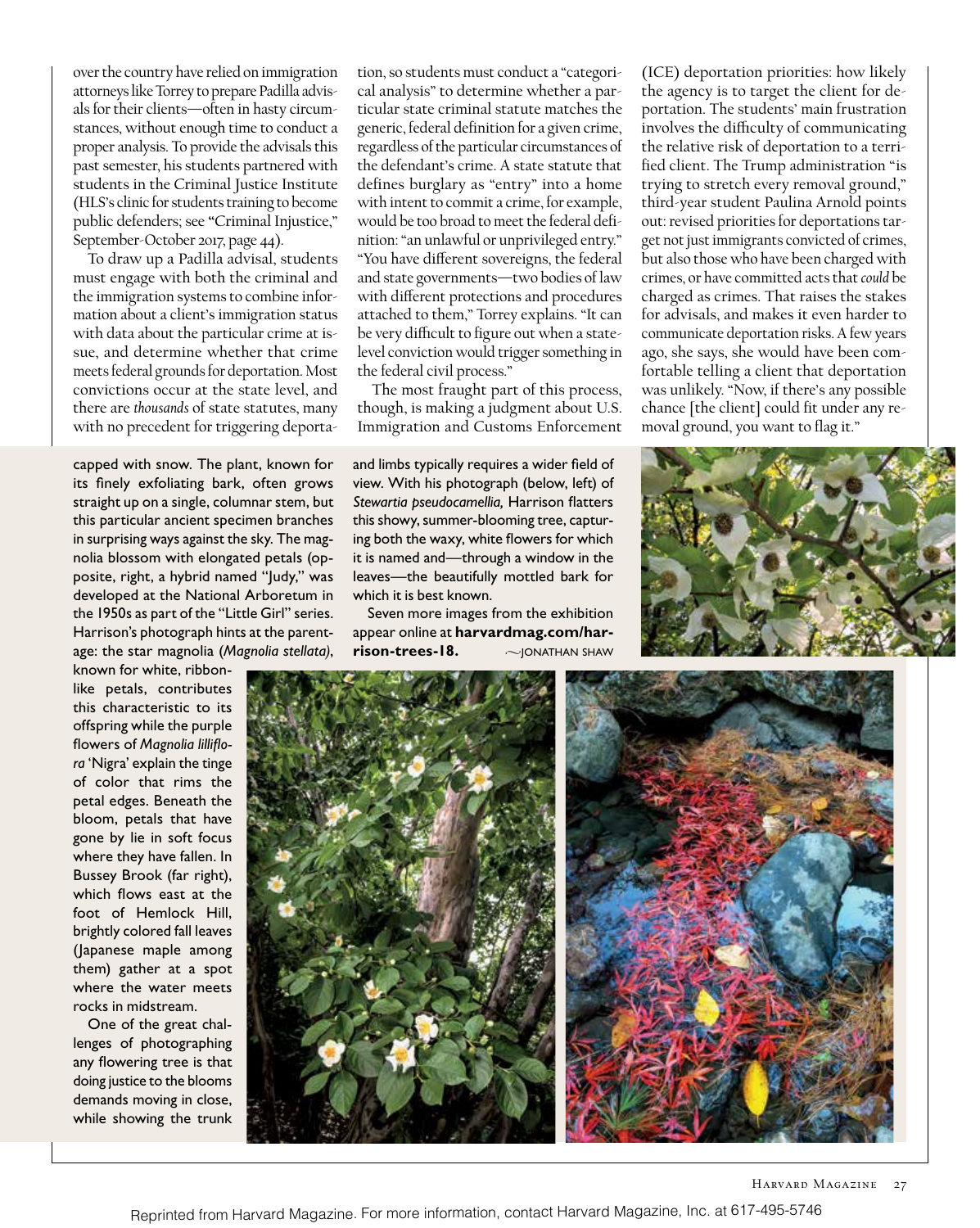over the country have relied on immigration attorneys like Torrey to prepare Padilla advisals for their clients—often in hasty circumstances, without enough time to conduct a proper analysis. To provide the advisals this past semester, his students partnered with students in the Criminal Justice Institute (HLS's clinic for students training to become public defenders; see "Criminal Injustice," September-October 2017, page 44).

To draw up a Padilla advisal, students must engage with both the criminal and the immigration systems to combine information about a client's immigration status with data about the particular crime at issue, and determine whether that crime meets federal grounds for deportation. Most convictions occur at the state level, and there are *thousands* of state statutes, many with no precedent for triggering deportation, so students must conduct a "categorical analysis" to determine whether a particular state criminal statute matches the generic, federal definition for a given crime, regardless of the particular circumstances of the defendant's crime. A state statute that defines burglary as "entry" into a home with intent to commit a crime, for example, would be too broad to meet the federal definition: "an unlawful or unprivileged entry." "You have different sovereigns, the federal and state governments—two bodies of law with different protections and procedures attached to them," Torrey explains. "It can be very difficult to figure out when a state-level conviction would trigger something in the federal civil process."

The most fraught part of this process, though, is making a judgment about U.S. Immigration and Customs Enforcement (ICE) deportation priorities: how likely the agency is to target the client for deportation. The students' main frustration involves the difficulty of communicating the relative risk of deportation to a terrified client. The Trump administration "is trying to stretch every removal ground," third-year student Paulina Arnold points out: revised priorities for deportations target not just immigrants convicted of crimes, but also those who have been charged with crimes, or have committed acts that *could* be charged as crimes. That raises the stakes for advisals, and makes it even harder to communicate deportation risks. A few years ago, she says, she would have been comfortable telling a client that deportation was unlikely. "Now, if there's any possible chance [the client] could fit under any removal ground, you want to flag it."

capped with snow. The plant, known for its finely exfoliating bark, often grows straight up on a single, columnar stem, but this particular ancient specimen branches in surprising ways against the sky. The magnolia blossom with elongated petals (opposite, right, a hybrid named "Judy," was developed at the National Arboretum in the 1950s as part of the "Little Girl" series. Harrison's photograph hints at the parentage: the star magnolia (*Magnolia stellata*), known for white, ribbonlike petals, contributes this characteristic to its offspring while the purple flowers of *Magnolia lilliflora* 'Nigra' explain the tinge of color that rims the petal edges. Beneath the bloom, petals that have gone by lie in soft focus where they have fallen. In Bussey Brook (far right), which flows east at the foot of Hemlock Hill, brightly colored fall leaves (Japanese maple among them) gather at a spot where the water meets rocks in midstream.

One of the great challenges of photographing any flowering tree is that doing justice to the blooms demands moving in close, while showing the trunk and limbs typically requires a wider field of view. With his photograph (below, left) of *Stewartia pseudocamellia,* Harrison flatters this showy, summer-blooming tree, capturing both the waxy, white flowers for which it is named and—through a window in the leaves—the beautifully mottled bark for which it is best known.

Seven more images from the exhibition appear online at **harvardmag.com/harrison-trees-18.**

~JONATHAN SHAW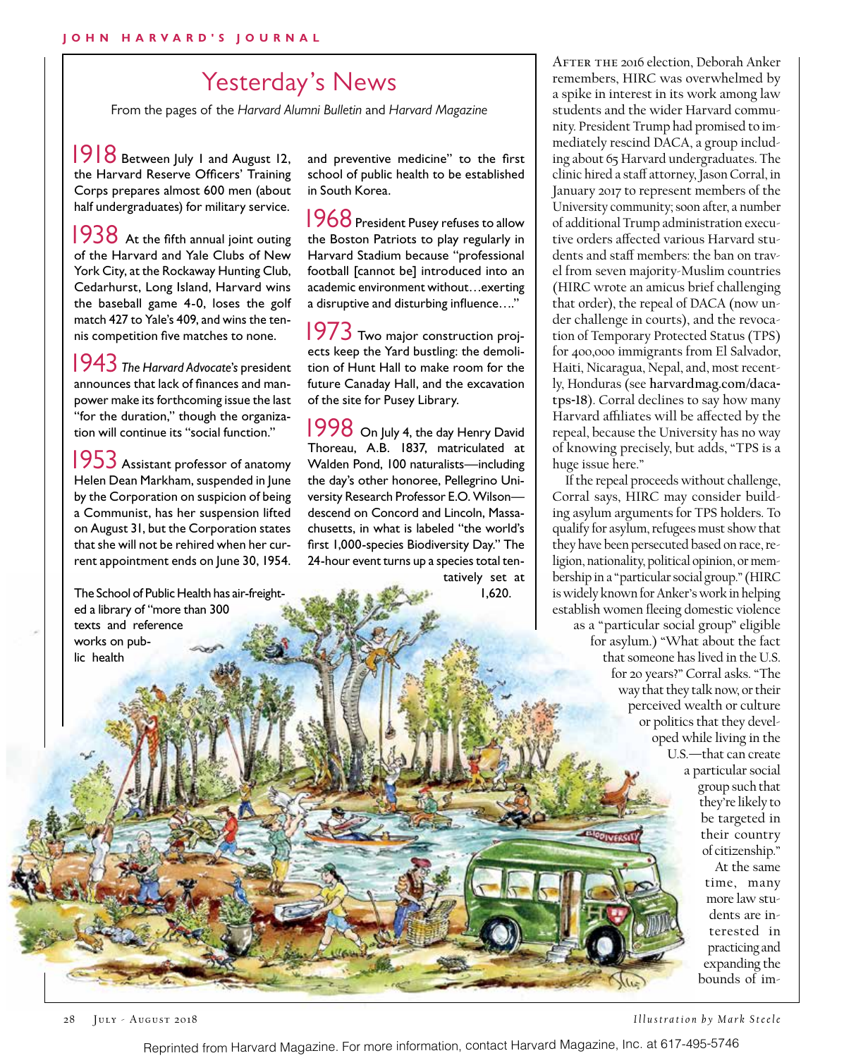# Yesterday's News

From the pages of the *Harvard Alumni Bulletin* and *Harvard Magazine*

**1918** Between July 1 and August 12, the Harvard Reserve Officers' Training Corps prepares almost 600 men (about half undergraduates) for military service.

**1938** At the fifth annual joint outing of the Harvard and Yale Clubs of New York City, at the Rockaway Hunting Club, Cedarhurst, Long Island, Harvard wins the baseball game 4-0, loses the golf match 427 to Yale's 409, and wins the tennis competition five matches to none.

**1943** *The Harvard Advocate*'s president announces that lack of finances and manpower make its forthcoming issue the last "for the duration," though the organization will continue its "social function."

**1953** Assistant professor of anatomy Helen Dean Markham, suspended in June by the Corporation on suspicion of being a Communist, has her suspension lifted on August 31, but the Corporation states that she will not be rehired when her current appointment ends on June 30, 1954.

The School of Public Health has air-freighted a library of "more than 300 texts and reference works on public health and preventive medicine" to the first school of public health to be established in South Korea.

**1968** President Pusey refuses to allow the Boston Patriots to play regularly in Harvard Stadium because "professional football [cannot be] introduced into an academic environment without…exerting a disruptive and disturbing influence…."

**1973** Two major construction projects keep the Yard bustling: the demolition of Hunt Hall to make room for the future Canaday Hall, and the excavation of the site for Pusey Library.

**1998** On July 4, the day Henry David Thoreau, A.B. 1837, matriculated at Walden Pond, 100 naturalists—including the day's other honoree, Pellegrino University Research Professor E.O. Wilson—descend on Concord and Lincoln, Massachusetts, in what is labeled "the world's first 1,000-species Biodiversity Day." The 24-hour event turns up a species total tentatively set at 1,620.

Illustration by Mark Steele

---

After the 2016 election, Deborah Anker remembers, HIRC was overwhelmed by a spike in interest in its work among law students and the wider Harvard community. President Trump had promised to immediately rescind DACA, a group including about 65 Harvard undergraduates. The clinic hired a staff attorney, Jason Corral, in January 2017 to represent members of the University community; soon after, a number of additional Trump administration executive orders affected various Harvard students and staff members: the ban on travel from seven majority-Muslim countries (HIRC wrote an amicus brief challenging that order), the repeal of DACA (now under challenge in courts), and the revocation of Temporary Protected Status (TPS) for 400,000 immigrants from El Salvador, Haiti, Nicaragua, Nepal, and, most recently, Honduras (see **harvardmag.com/daca-tps-18**). Corral declines to say how many Harvard affiliates will be affected by the repeal, because the University has no way of knowing precisely, but adds, "TPS is a huge issue here."

If the repeal proceeds without challenge, Corral says, HIRC may consider building asylum arguments for TPS holders. To qualify for asylum, refugees must show that they have been persecuted based on race, religion, nationality, political opinion, or membership in a "particular social group." (HIRC is widely known for Anker's work in helping establish women fleeing domestic violence as a "particular social group" eligible for asylum.) "What about the fact that someone has lived in the U.S. for 20 years?" Corral asks. "The way that they talk now, or their perceived wealth or culture or politics that they developed while living in the U.S.—that can create a particular social group such that they're likely to be targeted in their country of citizenship."

At the same time, many more law students are interested in practicing and expanding the bounds of im-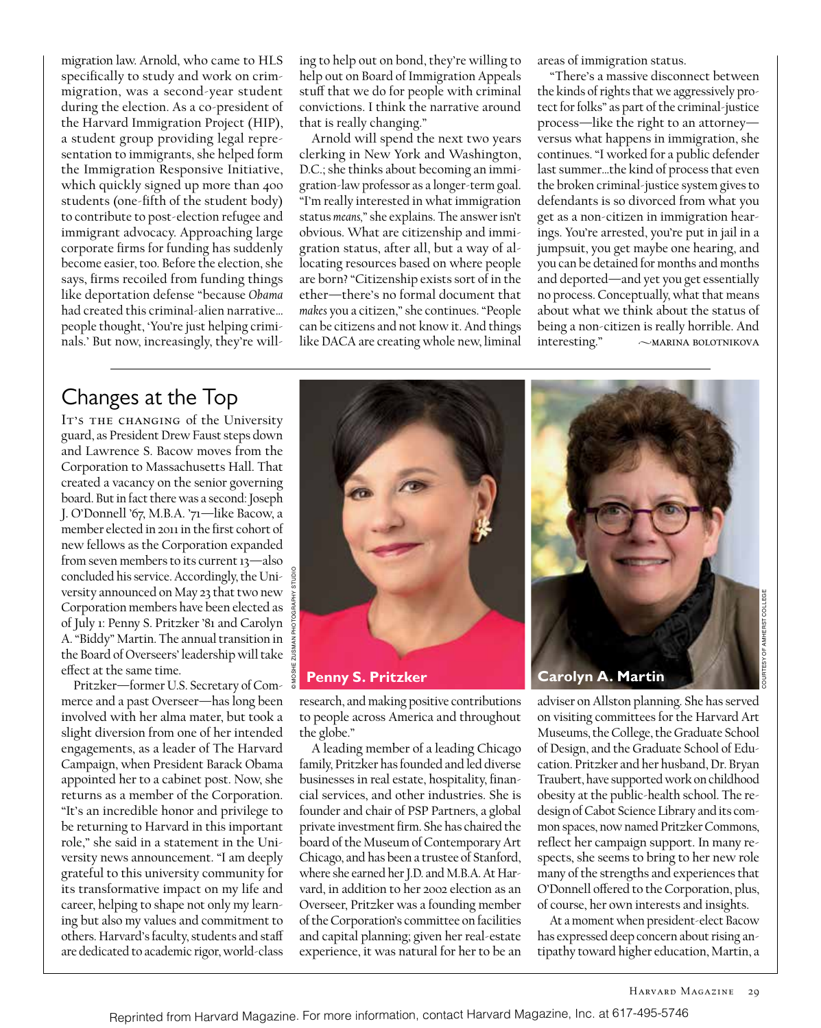migration law. Arnold, who came to HLS specifically to study and work on crimmigration, was a second-year student during the election. As a co-president of the Harvard Immigration Project (HIP), a student group providing legal representation to immigrants, she helped form the Immigration Responsive Initiative, which quickly signed up more than 400 students (one-fifth of the student body) to contribute to post-election refugee and immigrant advocacy. Approaching large corporate firms for funding has suddenly become easier, too. Before the election, she says, firms recoiled from funding things like deportation defense "because *Obama* had created this criminal-alien narrative… people thought, 'You're just helping criminals.' But now, increasingly, they're willing to help out on bond, they're willing to help out on Board of Immigration Appeals stuff that we do for people with criminal convictions. I think the narrative around that is really changing."

Arnold will spend the next two years clerking in New York and Washington, D.C.; she thinks about becoming an immigration-law professor as a longer-term goal. "I'm really interested in what immigration status *means*," she explains. The answer isn't obvious. What are citizenship and immigration status, after all, but a way of allocating resources based on where people are born? "Citizenship exists sort of in the ether—there's no formal document that *makes* you a citizen," she continues. "People can be citizens and not know it. And things like DACA are creating whole new, liminal areas of immigration status.

"There's a massive disconnect between the kinds of rights that we aggressively protect for folks" as part of the criminal-justice process—like the right to an attorney—versus what happens in immigration, she continues. "I worked for a public defender last summer…the kind of process that even the broken criminal-justice system gives to defendants is so divorced from what you get as a non-citizen in immigration hearings. You're arrested, you're put in jail in a jumpsuit, you get maybe one hearing, and you can be detained for months and months and deported—and yet you get essentially no process. Conceptually, what that means about what we think about the status of being a non-citizen is really horrible. And interesting."

~MARINA BOLOTNIKOVA

## Changes at the Top

It's the changing of the University guard, as President Drew Faust steps down and Lawrence S. Bacow moves from the Corporation to Massachusetts Hall. That created a vacancy on the senior governing board. But in fact there was a second: Joseph J. O'Donnell '67, M.B.A. '71—like Bacow, a member elected in 2011 in the first cohort of new fellows as the Corporation expanded from seven members to its current 13—also concluded his service. Accordingly, the University announced on May 23 that two new Corporation members have been elected as of July 1: Penny S. Pritzker '81 and Carolyn A. "Biddy" Martin. The annual transition in the Board of Overseers' leadership will take effect at the same time.

**Penny S. Pritzker**

© MOSHE ZUSMAN PHOTOGRAPHY STUDIO

**Carolyn A. Martin**

COURTESY OF AMHERST COLLEGE

Pritzker—former U.S. Secretary of Commerce and a past Overseer—has long been involved with her alma mater, but took a slight diversion from one of her intended engagements, as a leader of The Harvard Campaign, when President Barack Obama appointed her to a cabinet post. Now, she returns as a member of the Corporation. "It's an incredible honor and privilege to be returning to Harvard in this important role," she said in a statement in the University news announcement. "I am deeply grateful to this university community for its transformative impact on my life and career, helping to shape not only my learning but also my values and commitment to others. Harvard's faculty, students and staff are dedicated to academic rigor, world-class research, and making positive contributions to people across America and throughout the globe."

A leading member of a leading Chicago family, Pritzker has founded and led diverse businesses in real estate, hospitality, financial services, and other industries. She is founder and chair of PSP Partners, a global private investment firm. She has chaired the board of the Museum of Contemporary Art Chicago, and has been a trustee of Stanford, where she earned her J.D. and M.B.A. At Harvard, in addition to her 2002 election as an Overseer, Pritzker was a founding member of the Corporation's committee on facilities and capital planning; given her real-estate experience, it was natural for her to be an adviser on Allston planning. She has served on visiting committees for the Harvard Art Museums, the College, the Graduate School of Design, and the Graduate School of Education. Pritzker and her husband, Dr. Bryan Traubert, have supported work on childhood obesity at the public-health school. The redesign of Cabot Science Library and its common spaces, now named Pritzker Commons, reflect her campaign support. In many respects, she seems to bring to her new role many of the strengths and experiences that O'Donnell offered to the Corporation, plus, of course, her own interests and insights.

At a moment when president-elect Bacow has expressed deep concern about rising antipathy toward higher education, Martin, a